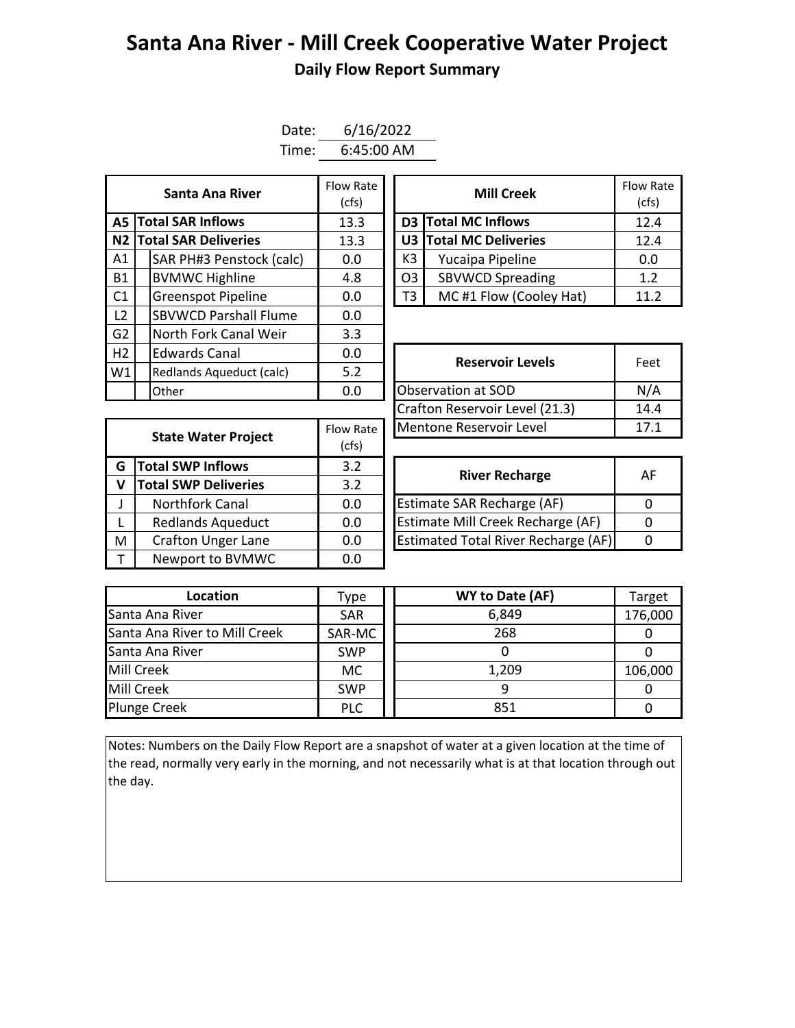# Santa Ana River - Mill Creek Cooperative Water Project

## Daily Flow Report Summary

Date: 6/16/2022

Time: 6:45:00 AM

| | Santa Ana River | Flow Rate (cfs) |
|---|---|---|
| A5 | **Total SAR Inflows** | 13.3 |
| N2 | **Total SAR Deliveries** | 13.3 |
| A1 | SAR PH#3 Penstock (calc) | 0.0 |
| B1 | BVMWC Highline | 4.8 |
| C1 | Greenspot Pipeline | 0.0 |
| L2 | SBVWCD Parshall Flume | 0.0 |
| G2 | North Fork Canal Weir | 3.3 |
| H2 | Edwards Canal | 0.0 |
| W1 | Redlands Aqueduct (calc) | 5.2 |
| | Other | 0.0 |

| | Mill Creek | Flow Rate (cfs) |
|---|---|---|
| D3 | **Total MC Inflows** | 12.4 |
| U3 | **Total MC Deliveries** | 12.4 |
| K3 | Yucaipa Pipeline | 0.0 |
| O3 | SBVWCD Spreading | 1.2 |
| T3 | MC #1 Flow (Cooley Hat) | 11.2 |

| Reservoir Levels | Feet |
|---|---|
| Observation at SOD | N/A |
| Crafton Reservoir Level (21.3) | 14.4 |
| Mentone Reservoir Level | 17.1 |

| | State Water Project | Flow Rate (cfs) |
|---|---|---|
| G | **Total SWP Inflows** | 3.2 |
| V | **Total SWP Deliveries** | 3.2 |
| J | Northfork Canal | 0.0 |
| L | Redlands Aqueduct | 0.0 |
| M | Crafton Unger Lane | 0.0 |
| T | Newport to BVMWC | 0.0 |

| River Recharge | AF |
|---|---|
| Estimate SAR Recharge (AF) | 0 |
| Estimate Mill Creek Recharge (AF) | 0 |
| Estimated Total River Recharge (AF) | 0 |

| Location | Type | WY to Date (AF) | Target |
|---|---|---|---|
| Santa Ana River | SAR | 6,849 | 176,000 |
| Santa Ana River to Mill Creek | SAR-MC | 268 | 0 |
| Santa Ana River | SWP | 0 | 0 |
| Mill Creek | MC | 1,209 | 106,000 |
| Mill Creek | SWP | 9 | 0 |
| Plunge Creek | PLC | 851 | 0 |

Notes: Numbers on the Daily Flow Report are a snapshot of water at a given location at the time of the read, normally very early in the morning, and not necessarily what is at that location through out the day.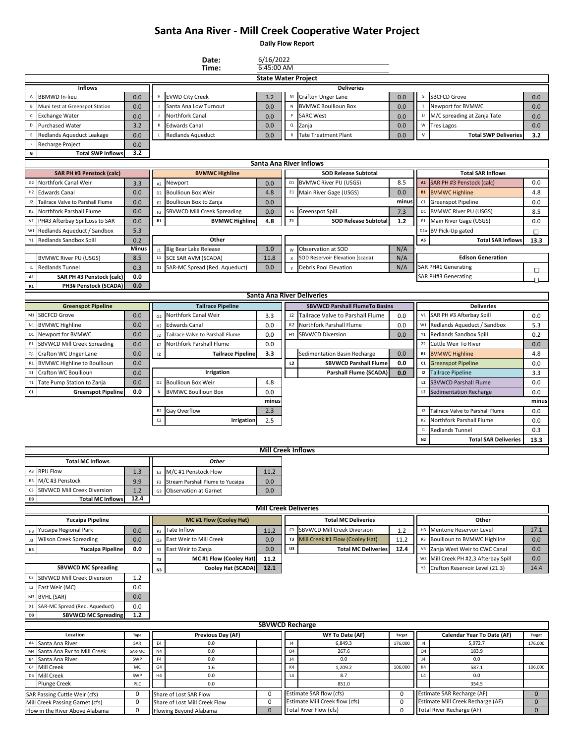# Santa Ana River - Mill Creek Cooperative Water Project

**Daily Flow Report**

**Date:** 6/16/2022
**Time:** 6:45:00 AM

## State Water Project

| | Inflows | | | Deliveries | | | | | | | |
|---|---|---|---|---|---|---|---|---|---|---|---|
| A | BBMWD In-lieu | 0.0 | H | EVWD City Creek | 3.2 | M | Crafton Unger Lane | 0.0 | S | SBCFCD Grove | 0.0 |
| B | Muni test at Greenspot Station | 0.0 | I | Santa Ana Low Turnout | 0.0 | N | BVMWC Boullioun Box | 0.0 | T | Newport for BVMWC | 0.0 |
| C | Exchange Water | 0.0 | J | Northfork Canal | 0.0 | P | SARC West | 0.0 | U | M/C spreading at Zanja Tate | 0.0 |
| D | Purchased Water | 3.2 | K | Edwards Canal | 0.0 | Q | Zanja | 0.0 | W | Tres Lagos | 0.0 |
| E | Redlands Aqueduct Leakage | 0.0 | L | Redlands Aqueduct | 0.0 | R | Tate Treatment Plant | 0.0 | V | **Total SWP Deliveries** | **3.2** |
| F | Recharge Project | 0.0 | | | | | | | | | |
| G | **Total SWP Inflows** | **3.2** | | | | | | | | | |

## Santa Ana River Inflows

| | SAR PH #3 Penstock (calc) | | | BVMWC Highline | | | SOD Release Subtotal | | | Total SAR Inflows | |
|---|---|---|---|---|---|---|---|---|---|---|---|
| G2 | Northfork Canal Weir | 3.3 | A2 | Newport | 0.0 | D1 | BVMWC River PU (USGS) | 8.5 | A1 | SAR PH #3 Penstock (calc) | 0.0 |
| H2 | Edwards Canal | 0.0 | D2 | Boullioun Box Weir | 4.8 | E1 | Main River Gage (USGS) | 0.0 | B1 | BVMWC Highline | 4.8 |
| J2 | Tailrace Valve to Parshall Flume | 0.0 | E2 | Boullioun Box to Zanja | 0.0 | | | minus | C1 | Greenspot Pipeline | 0.0 |
| K2 | Northfork Parshall Flume | 0.0 | F2 | SBVWCD Mill Creek Spreading | 0.0 | F1 | Greenspot Spill | 7.3 | D1 | BVMWC River PU (USGS) | 8.5 |
| V1 | PH#3 Afterbay SpillLoss to SAR | 0.0 | B1 | **BVMWC Highline** | **4.8** | Z1 | **SOD Release Subtotal** | **1.2** | E1 | Main River Gage (USGS) | 0.0 |
| W1 | Redlands Aqueduct / Sandbox | 5.3 | | | | | | | D1a | BV Pick-Up gated | ☐ |
| Y1 | Redlands Sandbox Spill | 0.2 | | **Other** | | | | | A5 | **Total SAR Inflows** | **13.3** |
| | | **Minus** | J1 | Big Bear Lake Release | 1.0 | W | Observation at SOD | N/A | | | |
| | BVMWC River PU (USGS) | 8.5 | L1 | SCE SAR AVM (SCADA) | 11.8 | X | SOD Reservoir Elevation (scada) | N/A | | **Edison Generation** | |
| I1 | Redlands Tunnel | 0.3 | X1 | SAR-MC Spread (Red. Aqueduct) | 0.0 | Y | Debris Pool Elevation | N/A | | SAR PH#1 Generating | ☐ |
| A1 | **SAR PH #3 Penstock (calc)** | **0.0** | | | | | | | | SAR PH#3 Generating | ☐ |
| K1 | **PH3# Penstock (SCADA)** | **0.0** | | | | | | | | | |

## Santa Ana River Deliveries

| | Greenspot Pipeline | | | Tailrace Pipeline | | | SBVWCD Parshall FlumeTo Basins | | | Deliveries | |
|---|---|---|---|---|---|---|---|---|---|---|---|
| M1 | SBCFCD Grove | 0.0 | G2 | Northfork Canal Weir | 3.3 | J2 | Tailrace Valve to Parshall Flume | 0.0 | V1 | SAR PH #3 Afterbay Spill | 0.0 |
| N1 | BVMWC Highline | 0.0 | H2 | Edwards Canal | 0.0 | K2 | Northfork Parshall Flume | 0.0 | W1 | Redlands Aqueduct / Sandbox | 5.3 |
| O1 | Newport for BVMWC | 0.0 | J2 | Tailrace Valve to Parshall Flume | 0.0 | H1 | SBVWCD Diversion | 0.0 | Y1 | Redlands Sandbox Spill | 0.2 |
| P1 | SBVWCD Mill Creek Spreading | 0.0 | K2 | Northfork Parshall Flume | 0.0 | | | | Z2 | Cuttle Weir To River | 0.0 |
| Q1 | Crafton WC Unger Lane | 0.0 | I2 | **Tailrace Pipeline** | **3.3** | | Sedimentation Basin Recharge | 0.0 | B1 | BVMWC Highline | 4.8 |
| R1 | BVMWC Highline to Boullioun | 0.0 | | | | L2 | **SBVWCD Parshall Flume** | **0.0** | C1 | Greenspot Pipeline | 0.0 |
| S1 | Crafton WC Boullioun | 0.0 | | **Irrigation** | | | **Parshall Flume (SCADA)** | **0.0** | I2 | Tailrace Pipeline | 3.3 |
| T1 | Tate Pump Station to Zanja | 0.0 | D2 | Boullioun Box Weir | 4.8 | | | | L2 | SBVWCD Parshall Flume | 0.0 |
| C1 | **Greenspot Pipeline** | **0.0** | N | BVMWC Boullioun Box | 0.0 | | | | L2 | Sedimentation Recharge | 0.0 |
| | | | | | minus | | | | | | minus |
| | | | B2 | Gay Overflow | 2.3 | | | | J2 | Tailrace Valve to Parshall Flume | 0.0 |
| | | | C2 | **Irrigation** | 2.5 | | | | K2 | Northfork Parshall Flume | 0.0 |
| | | | | | | | | | I1 | Redlands Tunnel | 0.3 |
| | | | | | | | | | N2 | **Total SAR Deliveries** | **13.3** |

## Mill Creek Inflows

| | Total MC Inflows | | | Other | |
|---|---|---|---|---|---|
| A3 | RPU Flow | 1.3 | E3 | M/C #1 Penstock Flow | 11.2 |
| B3 | M/C #3 Penstock | 9.9 | F3 | Stream Parshall Flume to Yucaipa | 0.0 |
| C3 | SBVWCD Mill Creek Diversion | 1.2 | G3 | Observation at Garnet | 0.0 |
| D3 | **Total MC Inflows** | **12.4** | | | |

## Mill Creek Deliveries

| | Yucaipa Pipeline | | | MC #1 Flow (Cooley Hat) | | | Total MC Deliveries | | | Other | |
|---|---|---|---|---|---|---|---|---|---|---|---|
| H3 | Yucaipa Regional Park | 0.0 | P3 | Tate Inflow | 11.2 | C3 | SBVWCD Mill Creek Diversion | 1.2 | H3 | Mentone Reservoir Level | 17.1 |
| J3 | Wilson Creek Spreading | 0.0 | Q3 | East Weir to Mill Creek | 0.0 | T3 | Mill Creek #1 Flow (Cooley Hat) | 11.2 | R3 | Boullioun to BVMWC Highline | 0.0 |
| K3 | **Yucaipa Pipeline** | **0.0** | S3 | East Weir to Zanja | 0.0 | U3 | **Total MC Deliveries** | **12.4** | V3 | Zanja West Weir to CWC Canal | 0.0 |
| | | | T3 | **MC #1 Flow (Cooley Hat)** | **11.2** | | | | W3 | Mill Creek PH #2,3 Afterbay Spill | 0.0 |
| | **SBVWCD MC Spreading** | | N3 | **Cooley Hat (SCADA)** | **12.1** | | | | Y3 | Crafton Reservoir Level (21.3) | 14.4 |
| C3 | SBVWCD Mill Creek Diversion | 1.2 | | | | | | | | | |
| L3 | East Weir (MC) | 0.0 | | | | | | | | | |
| M3 | BVHL (SAR) | 0.0 | | | | | | | | | |
| X1 | SAR-MC Spread (Red. Aqueduct) | 0.0 | | | | | | | | | |
| O3 | **SBVWCD MC Spreading** | **1.2** | | | | | | | | | |

## SBVWCD Recharge

| | Location | Type | | Previous Day (AF) | | | WY To Date (AF) | Target | | Calendar Year To Date (AF) | Target |
|---|---|---|---|---|---|---|---|---|---|---|---|
| A4 | Santa Ana River | SAR | E4 | 0.0 | | I4 | 6,849.3 | 176,000 | I4 | 5,972.7 | 176,000 |
| M4 | Santa Ana Rvr to Mill Creek | SAR-MC | N4 | 0.0 | | O4 | 267.6 | | O4 | 183.9 | |
| B4 | Santa Ana River | SWP | F4 | 0.0 | | J4 | 0.0 | | J4 | 0.0 | |
| C4 | Mill Creek | MC | G4 | 1.6 | | K4 | 1,209.2 | 106,000 | K4 | 587.1 | 106,000 |
| D4 | Mill Creek | SWP | H4 | 0.0 | | L4 | 8.7 | | L4 | 0.0 | |
| | Plunge Creek | PLC | | 0.0 | | | 851.0 | | | 354.5 | |

| | | | | | | | |
|---|---|---|---|---|---|---|---|
| SAR Passing Cuttle Weir (cfs) | 0 | Share of Lost SAR Flow | 0 | Estimate SAR flow (cfs) | 0 | Estimate SAR Recharge (AF) | 0 |
| Mill Creek Passing Garnet (cfs) | 0 | Share of Lost Mill Creek Flow | 0 | Estimate Mill Creek flow (cfs) | 0 | Estimate Mill Creek Recharge (AF) | 0 |
| Flow in the River Above Alabama | 0 | Flowing Beyond Alabama | 0 | Total River Flow (cfs) | 0 | Total River Recharge (AF) | 0 |